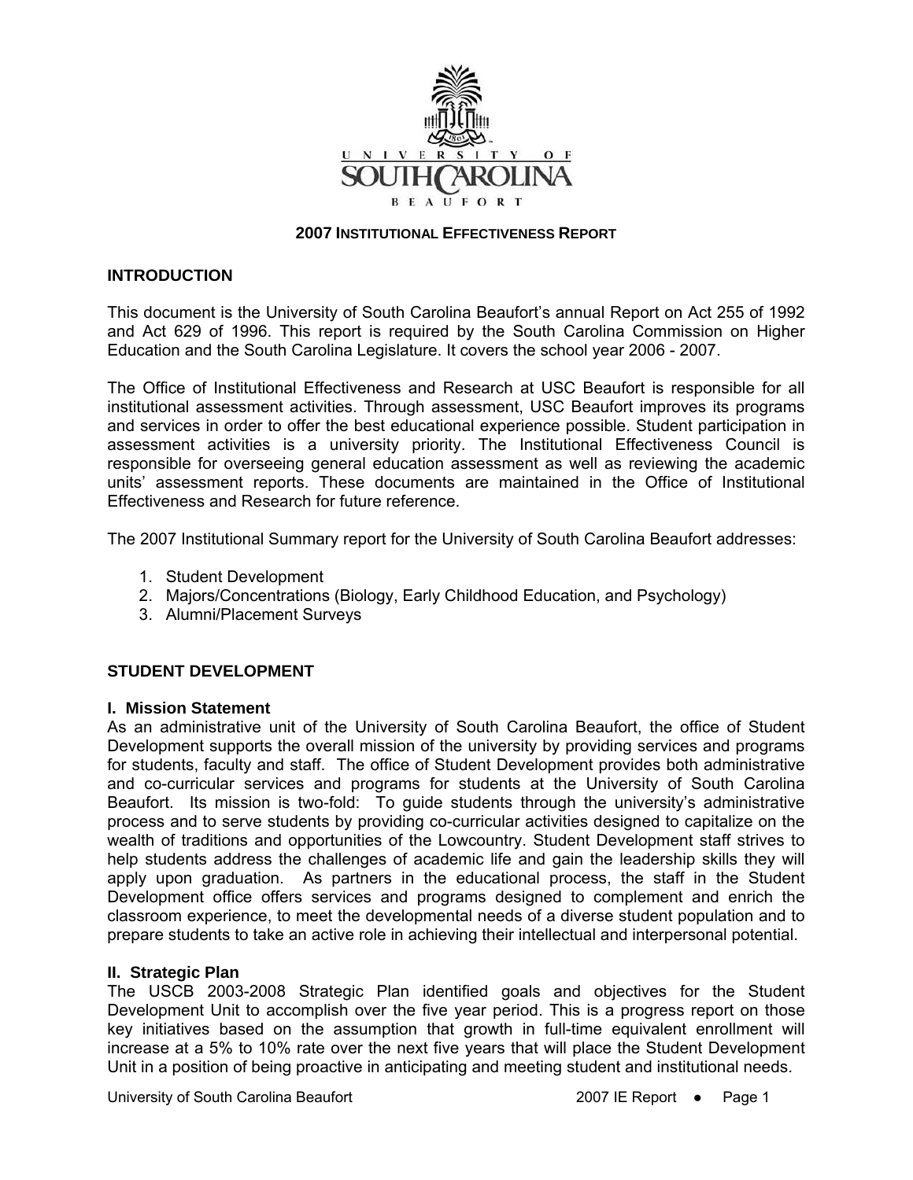# 2007 INSTITUTIONAL EFFECTIVENESS REPORT

## INTRODUCTION

This document is the University of South Carolina Beaufort's annual Report on Act 255 of 1992 and Act 629 of 1996. This report is required by the South Carolina Commission on Higher Education and the South Carolina Legislature. It covers the school year 2006 - 2007.

The Office of Institutional Effectiveness and Research at USC Beaufort is responsible for all institutional assessment activities. Through assessment, USC Beaufort improves its programs and services in order to offer the best educational experience possible. Student participation in assessment activities is a university priority. The Institutional Effectiveness Council is responsible for overseeing general education assessment as well as reviewing the academic units' assessment reports. These documents are maintained in the Office of Institutional Effectiveness and Research for future reference.

The 2007 Institutional Summary report for the University of South Carolina Beaufort addresses:

1. Student Development
2. Majors/Concentrations (Biology, Early Childhood Education, and Psychology)
3. Alumni/Placement Surveys

## STUDENT DEVELOPMENT

### I. Mission Statement

As an administrative unit of the University of South Carolina Beaufort, the office of Student Development supports the overall mission of the university by providing services and programs for students, faculty and staff. The office of Student Development provides both administrative and co-curricular services and programs for students at the University of South Carolina Beaufort. Its mission is two-fold: To guide students through the university's administrative process and to serve students by providing co-curricular activities designed to capitalize on the wealth of traditions and opportunities of the Lowcountry. Student Development staff strives to help students address the challenges of academic life and gain the leadership skills they will apply upon graduation. As partners in the educational process, the staff in the Student Development office offers services and programs designed to complement and enrich the classroom experience, to meet the developmental needs of a diverse student population and to prepare students to take an active role in achieving their intellectual and interpersonal potential.

### II. Strategic Plan

The USCB 2003-2008 Strategic Plan identified goals and objectives for the Student Development Unit to accomplish over the five year period. This is a progress report on those key initiatives based on the assumption that growth in full-time equivalent enrollment will increase at a 5% to 10% rate over the next five years that will place the Student Development Unit in a position of being proactive in anticipating and meeting student and institutional needs.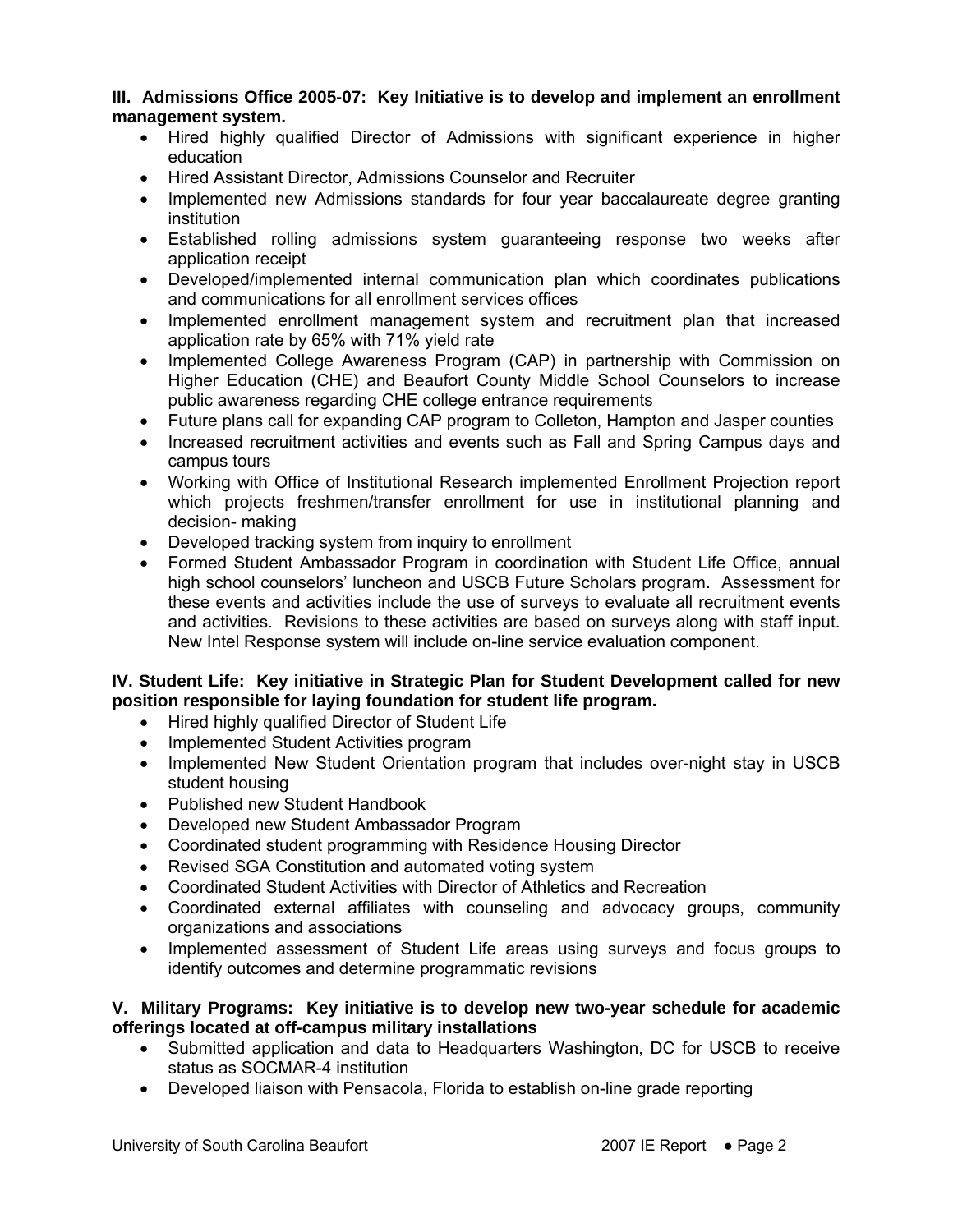**III. Admissions Office 2005-07: Key Initiative is to develop and implement an enrollment management system.**

- Hired highly qualified Director of Admissions with significant experience in higher education
- Hired Assistant Director, Admissions Counselor and Recruiter
- Implemented new Admissions standards for four year baccalaureate degree granting institution
- Established rolling admissions system guaranteeing response two weeks after application receipt
- Developed/implemented internal communication plan which coordinates publications and communications for all enrollment services offices
- Implemented enrollment management system and recruitment plan that increased application rate by 65% with 71% yield rate
- Implemented College Awareness Program (CAP) in partnership with Commission on Higher Education (CHE) and Beaufort County Middle School Counselors to increase public awareness regarding CHE college entrance requirements
- Future plans call for expanding CAP program to Colleton, Hampton and Jasper counties
- Increased recruitment activities and events such as Fall and Spring Campus days and campus tours
- Working with Office of Institutional Research implemented Enrollment Projection report which projects freshmen/transfer enrollment for use in institutional planning and decision- making
- Developed tracking system from inquiry to enrollment
- Formed Student Ambassador Program in coordination with Student Life Office, annual high school counselors' luncheon and USCB Future Scholars program. Assessment for these events and activities include the use of surveys to evaluate all recruitment events and activities. Revisions to these activities are based on surveys along with staff input. New Intel Response system will include on-line service evaluation component.

**IV. Student Life: Key initiative in Strategic Plan for Student Development called for new position responsible for laying foundation for student life program.**

- Hired highly qualified Director of Student Life
- Implemented Student Activities program
- Implemented New Student Orientation program that includes over-night stay in USCB student housing
- Published new Student Handbook
- Developed new Student Ambassador Program
- Coordinated student programming with Residence Housing Director
- Revised SGA Constitution and automated voting system
- Coordinated Student Activities with Director of Athletics and Recreation
- Coordinated external affiliates with counseling and advocacy groups, community organizations and associations
- Implemented assessment of Student Life areas using surveys and focus groups to identify outcomes and determine programmatic revisions

**V. Military Programs: Key initiative is to develop new two-year schedule for academic offerings located at off-campus military installations**

- Submitted application and data to Headquarters Washington, DC for USCB to receive status as SOCMAR-4 institution
- Developed liaison with Pensacola, Florida to establish on-line grade reporting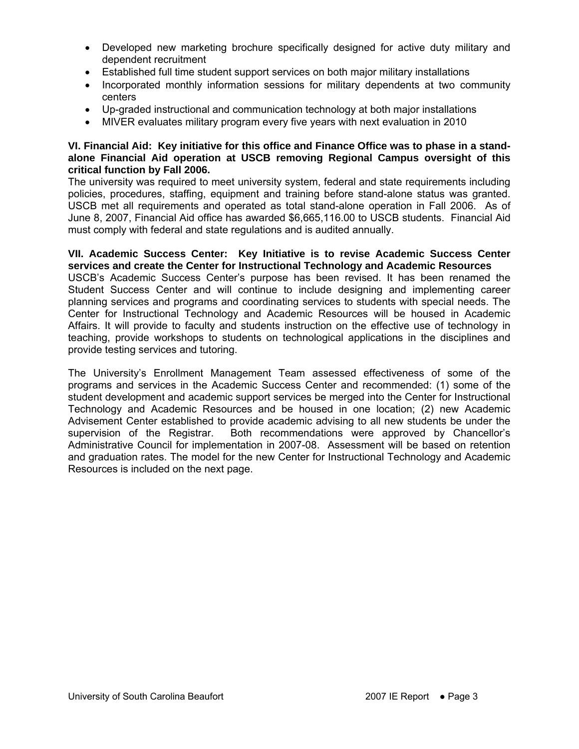- Developed new marketing brochure specifically designed for active duty military and dependent recruitment
- Established full time student support services on both major military installations
- Incorporated monthly information sessions for military dependents at two community centers
- Up-graded instructional and communication technology at both major installations
- MIVER evaluates military program every five years with next evaluation in 2010

**VI. Financial Aid: Key initiative for this office and Finance Office was to phase in a stand-alone Financial Aid operation at USCB removing Regional Campus oversight of this critical function by Fall 2006.**

The university was required to meet university system, federal and state requirements including policies, procedures, staffing, equipment and training before stand-alone status was granted. USCB met all requirements and operated as total stand-alone operation in Fall 2006. As of June 8, 2007, Financial Aid office has awarded $6,665,116.00 to USCB students. Financial Aid must comply with federal and state regulations and is audited annually.

**VII. Academic Success Center: Key Initiative is to revise Academic Success Center services and create the Center for Instructional Technology and Academic Resources**

USCB's Academic Success Center's purpose has been revised. It has been renamed the Student Success Center and will continue to include designing and implementing career planning services and programs and coordinating services to students with special needs. The Center for Instructional Technology and Academic Resources will be housed in Academic Affairs. It will provide to faculty and students instruction on the effective use of technology in teaching, provide workshops to students on technological applications in the disciplines and provide testing services and tutoring.

The University's Enrollment Management Team assessed effectiveness of some of the programs and services in the Academic Success Center and recommended: (1) some of the student development and academic support services be merged into the Center for Instructional Technology and Academic Resources and be housed in one location; (2) new Academic Advisement Center established to provide academic advising to all new students be under the supervision of the Registrar. Both recommendations were approved by Chancellor's Administrative Council for implementation in 2007-08. Assessment will be based on retention and graduation rates. The model for the new Center for Instructional Technology and Academic Resources is included on the next page.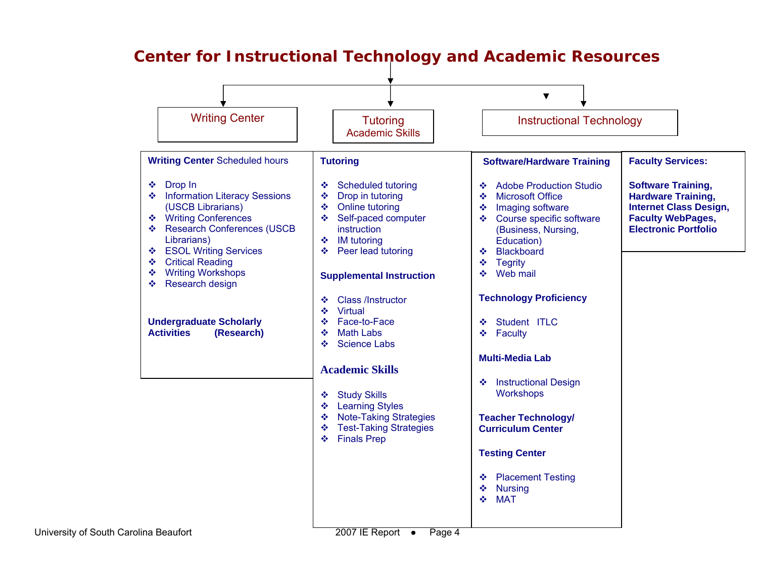# Center for Instructional Technology and Academic Resources

## Writing Center

**Writing Center** Scheduled hours

- Drop In
- Information Literacy Sessions (USCB Librarians)
- Writing Conferences
- Research Conferences (USCB Librarians)
- ESOL Writing Services
- Critical Reading
- Writing Workshops
- Research design

**Undergraduate Scholarly Activities (Research)**

## Tutoring Academic Skills

**Tutoring**

- Scheduled tutoring
- Drop in tutoring
- Online tutoring
- Self-paced computer instruction
- IM tutoring
- Peer lead tutoring

**Supplemental Instruction**

- Class /Instructor
- Virtual
- Face-to-Face
- Math Labs
- Science Labs

**Academic Skills**

- Study Skills
- Learning Styles
- Note-Taking Strategies
- Test-Taking Strategies
- Finals Prep

## Instructional Technology

**Software/Hardware Training**

- Adobe Production Studio
- Microsoft Office
- Imaging software
- Course specific software (Business, Nursing, Education)
- Blackboard
- Tegrity
- Web mail

**Technology Proficiency**

- Student ITLC
- Faculty

**Multi-Media Lab**

- Instructional Design Workshops

**Teacher Technology/ Curriculum Center**

**Testing Center**

- Placement Testing
- Nursing
- MAT

**Faculty Services:**

**Software Training, Hardware Training, Internet Class Design, Faculty WebPages, Electronic Portfolio**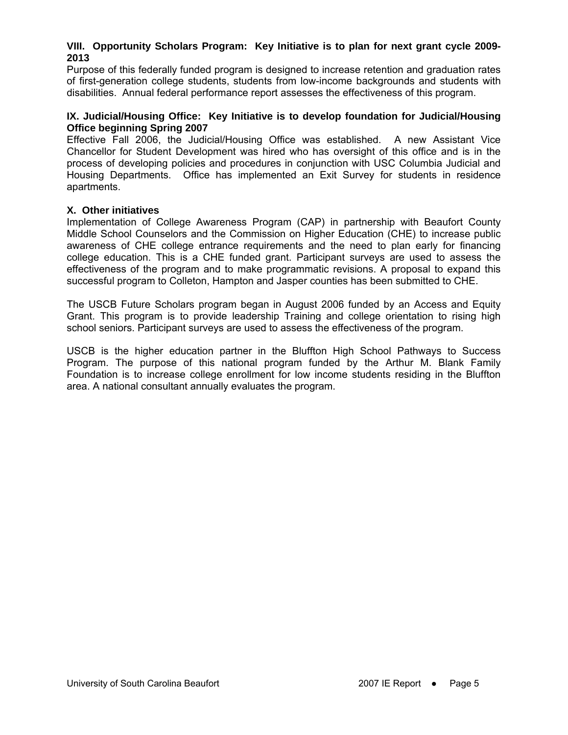### VIII. Opportunity Scholars Program: Key Initiative is to plan for next grant cycle 2009-2013

Purpose of this federally funded program is designed to increase retention and graduation rates of first-generation college students, students from low-income backgrounds and students with disabilities. Annual federal performance report assesses the effectiveness of this program.

### IX. Judicial/Housing Office: Key Initiative is to develop foundation for Judicial/Housing Office beginning Spring 2007

Effective Fall 2006, the Judicial/Housing Office was established. A new Assistant Vice Chancellor for Student Development was hired who has oversight of this office and is in the process of developing policies and procedures in conjunction with USC Columbia Judicial and Housing Departments. Office has implemented an Exit Survey for students in residence apartments.

### X. Other initiatives

Implementation of College Awareness Program (CAP) in partnership with Beaufort County Middle School Counselors and the Commission on Higher Education (CHE) to increase public awareness of CHE college entrance requirements and the need to plan early for financing college education. This is a CHE funded grant. Participant surveys are used to assess the effectiveness of the program and to make programmatic revisions. A proposal to expand this successful program to Colleton, Hampton and Jasper counties has been submitted to CHE.

The USCB Future Scholars program began in August 2006 funded by an Access and Equity Grant. This program is to provide leadership Training and college orientation to rising high school seniors. Participant surveys are used to assess the effectiveness of the program.

USCB is the higher education partner in the Bluffton High School Pathways to Success Program. The purpose of this national program funded by the Arthur M. Blank Family Foundation is to increase college enrollment for low income students residing in the Bluffton area. A national consultant annually evaluates the program.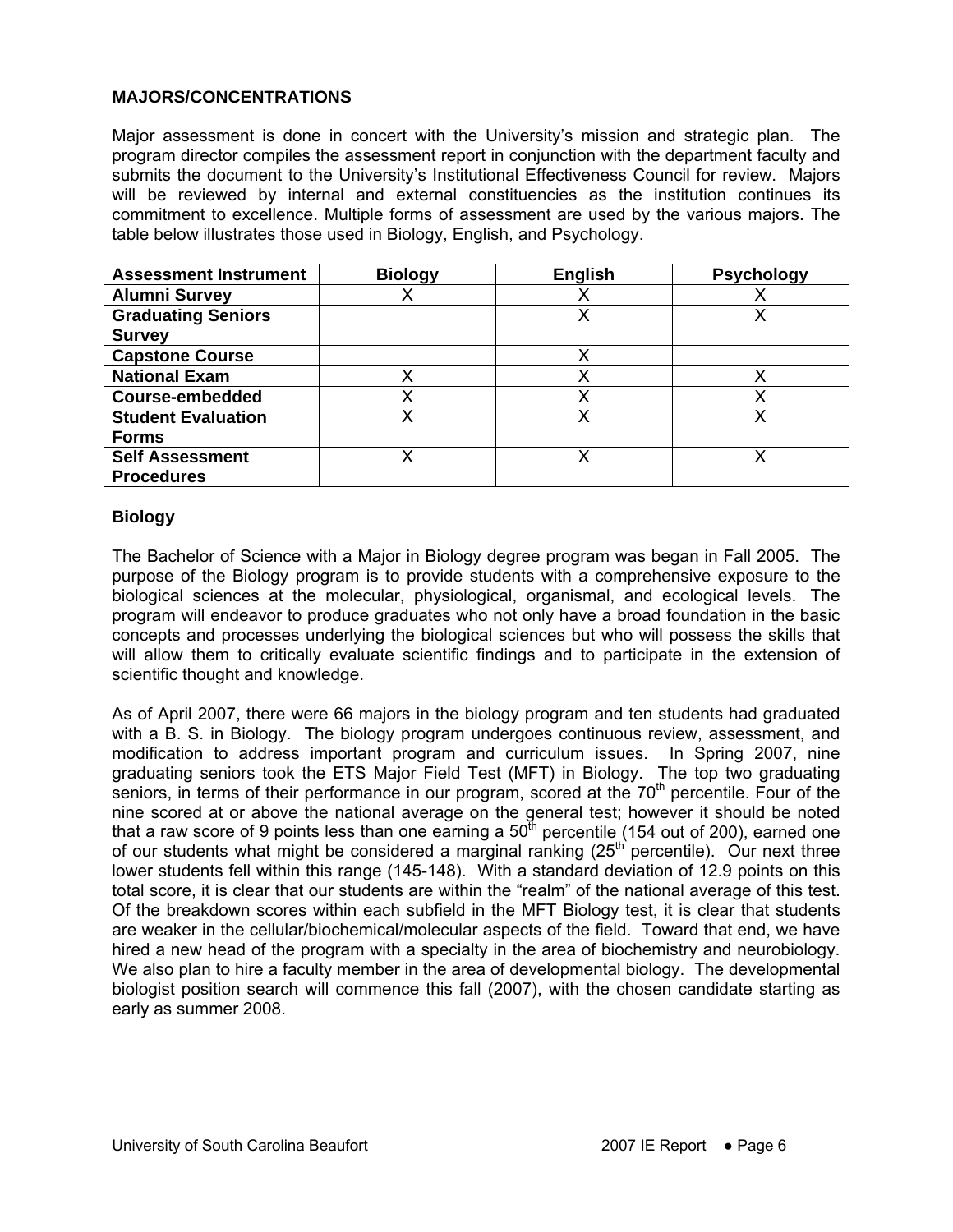## MAJORS/CONCENTRATIONS

Major assessment is done in concert with the University's mission and strategic plan. The program director compiles the assessment report in conjunction with the department faculty and submits the document to the University's Institutional Effectiveness Council for review. Majors will be reviewed by internal and external constituencies as the institution continues its commitment to excellence. Multiple forms of assessment are used by the various majors. The table below illustrates those used in Biology, English, and Psychology.

| Assessment Instrument | Biology | English | Psychology |
|---|---|---|---|
| **Alumni Survey** | X | X | X |
| **Graduating Seniors Survey** | | X | X |
| **Capstone Course** | | X | |
| **National Exam** | X | X | X |
| **Course-embedded** | X | X | X |
| **Student Evaluation Forms** | X | X | X |
| **Self Assessment Procedures** | X | X | X |

### Biology

The Bachelor of Science with a Major in Biology degree program was began in Fall 2005. The purpose of the Biology program is to provide students with a comprehensive exposure to the biological sciences at the molecular, physiological, organismal, and ecological levels. The program will endeavor to produce graduates who not only have a broad foundation in the basic concepts and processes underlying the biological sciences but who will possess the skills that will allow them to critically evaluate scientific findings and to participate in the extension of scientific thought and knowledge.

As of April 2007, there were 66 majors in the biology program and ten students had graduated with a B. S. in Biology. The biology program undergoes continuous review, assessment, and modification to address important program and curriculum issues. In Spring 2007, nine graduating seniors took the ETS Major Field Test (MFT) in Biology. The top two graduating seniors, in terms of their performance in our program, scored at the 70$^{th}$ percentile. Four of the nine scored at or above the national average on the general test; however it should be noted that a raw score of 9 points less than one earning a 50$^{th}$ percentile (154 out of 200), earned one of our students what might be considered a marginal ranking (25$^{th}$ percentile). Our next three lower students fell within this range (145-148). With a standard deviation of 12.9 points on this total score, it is clear that our students are within the "realm" of the national average of this test. Of the breakdown scores within each subfield in the MFT Biology test, it is clear that students are weaker in the cellular/biochemical/molecular aspects of the field. Toward that end, we have hired a new head of the program with a specialty in the area of biochemistry and neurobiology. We also plan to hire a faculty member in the area of developmental biology. The developmental biologist position search will commence this fall (2007), with the chosen candidate starting as early as summer 2008.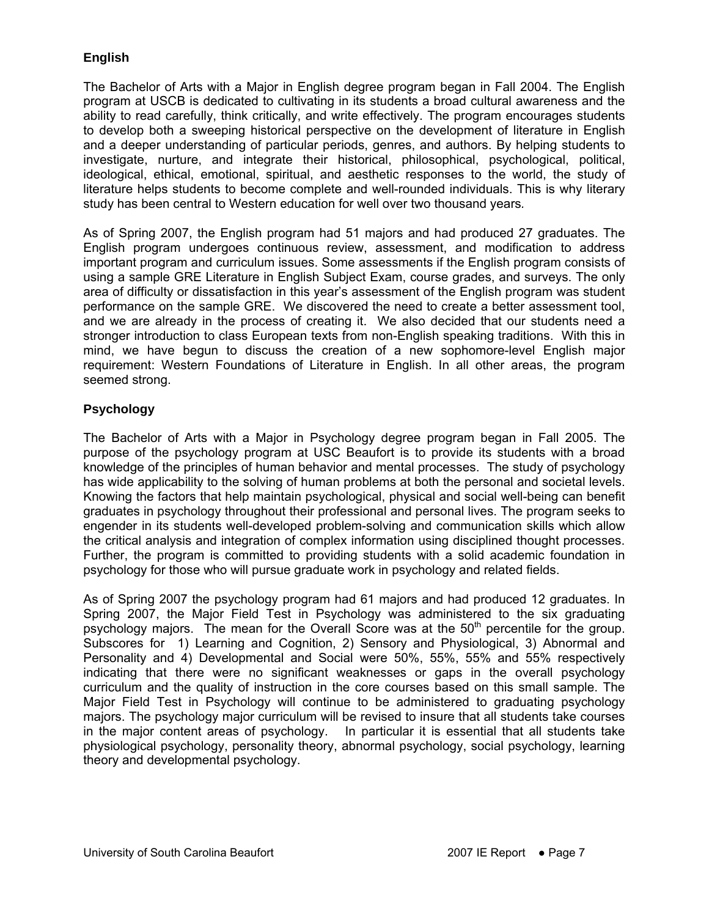**English**

The Bachelor of Arts with a Major in English degree program began in Fall 2004. The English program at USCB is dedicated to cultivating in its students a broad cultural awareness and the ability to read carefully, think critically, and write effectively. The program encourages students to develop both a sweeping historical perspective on the development of literature in English and a deeper understanding of particular periods, genres, and authors. By helping students to investigate, nurture, and integrate their historical, philosophical, psychological, political, ideological, ethical, emotional, spiritual, and aesthetic responses to the world, the study of literature helps students to become complete and well-rounded individuals. This is why literary study has been central to Western education for well over two thousand years.

As of Spring 2007, the English program had 51 majors and had produced 27 graduates. The English program undergoes continuous review, assessment, and modification to address important program and curriculum issues. Some assessments if the English program consists of using a sample GRE Literature in English Subject Exam, course grades, and surveys. The only area of difficulty or dissatisfaction in this year's assessment of the English program was student performance on the sample GRE. We discovered the need to create a better assessment tool, and we are already in the process of creating it. We also decided that our students need a stronger introduction to class European texts from non-English speaking traditions. With this in mind, we have begun to discuss the creation of a new sophomore-level English major requirement: Western Foundations of Literature in English. In all other areas, the program seemed strong.

**Psychology**

The Bachelor of Arts with a Major in Psychology degree program began in Fall 2005. The purpose of the psychology program at USC Beaufort is to provide its students with a broad knowledge of the principles of human behavior and mental processes. The study of psychology has wide applicability to the solving of human problems at both the personal and societal levels. Knowing the factors that help maintain psychological, physical and social well-being can benefit graduates in psychology throughout their professional and personal lives. The program seeks to engender in its students well-developed problem-solving and communication skills which allow the critical analysis and integration of complex information using disciplined thought processes. Further, the program is committed to providing students with a solid academic foundation in psychology for those who will pursue graduate work in psychology and related fields.

As of Spring 2007 the psychology program had 61 majors and had produced 12 graduates. In Spring 2007, the Major Field Test in Psychology was administered to the six graduating psychology majors. The mean for the Overall Score was at the 50th percentile for the group. Subscores for 1) Learning and Cognition, 2) Sensory and Physiological, 3) Abnormal and Personality and 4) Developmental and Social were 50%, 55%, 55% and 55% respectively indicating that there were no significant weaknesses or gaps in the overall psychology curriculum and the quality of instruction in the core courses based on this small sample. The Major Field Test in Psychology will continue to be administered to graduating psychology majors. The psychology major curriculum will be revised to insure that all students take courses in the major content areas of psychology. In particular it is essential that all students take physiological psychology, personality theory, abnormal psychology, social psychology, learning theory and developmental psychology.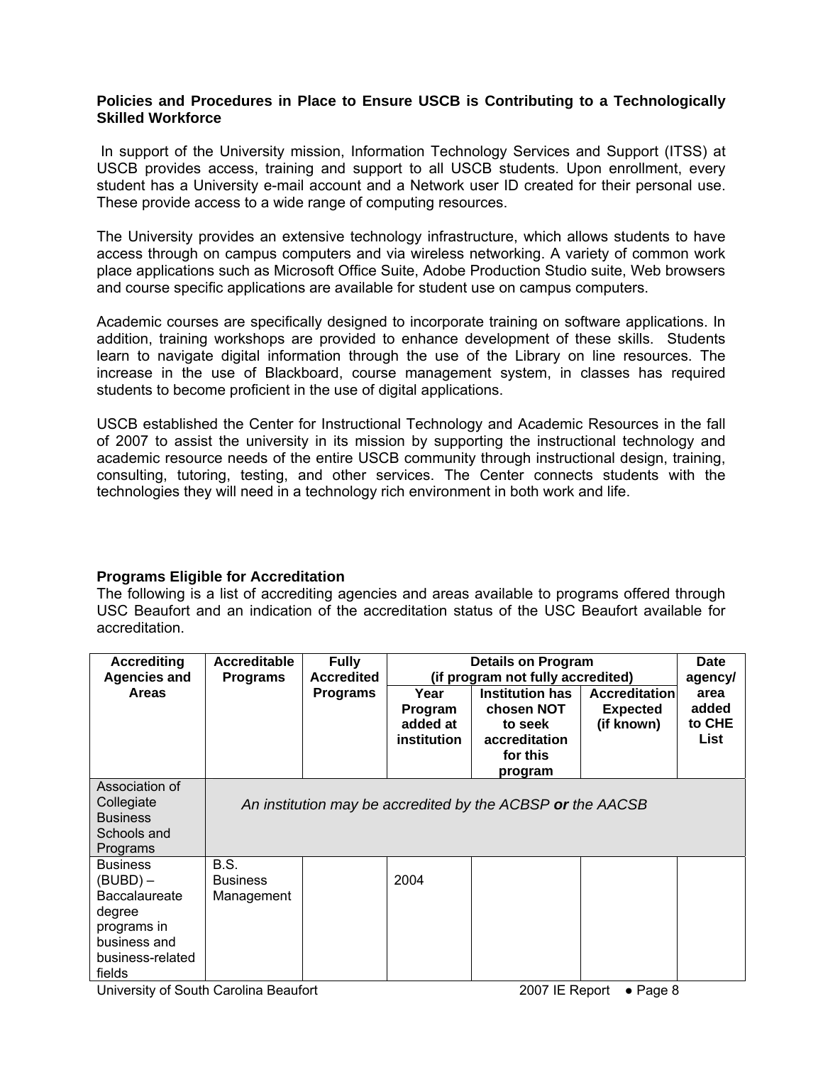**Policies and Procedures in Place to Ensure USCB is Contributing to a Technologically Skilled Workforce**

In support of the University mission, Information Technology Services and Support (ITSS) at USCB provides access, training and support to all USCB students. Upon enrollment, every student has a University e-mail account and a Network user ID created for their personal use. These provide access to a wide range of computing resources.

The University provides an extensive technology infrastructure, which allows students to have access through on campus computers and via wireless networking. A variety of common work place applications such as Microsoft Office Suite, Adobe Production Studio suite, Web browsers and course specific applications are available for student use on campus computers.

Academic courses are specifically designed to incorporate training on software applications. In addition, training workshops are provided to enhance development of these skills. Students learn to navigate digital information through the use of the Library on line resources. The increase in the use of Blackboard, course management system, in classes has required students to become proficient in the use of digital applications.

USCB established the Center for Instructional Technology and Academic Resources in the fall of 2007 to assist the university in its mission by supporting the instructional technology and academic resource needs of the entire USCB community through instructional design, training, consulting, tutoring, testing, and other services. The Center connects students with the technologies they will need in a technology rich environment in both work and life.

**Programs Eligible for Accreditation**

The following is a list of accrediting agencies and areas available to programs offered through USC Beaufort and an indication of the accreditation status of the USC Beaufort available for accreditation.

| Accrediting Agencies and Areas | Accreditable Programs | Fully Accredited Programs | Details on Program (if program not fully accredited) | | | Date agency/ area added to CHE List |
|---|---|---|---|---|---|---|
| | | | Year Program added at institution | Institution has chosen NOT to seek accreditation for this program | Accreditation Expected (if known) | |
| Association of Collegiate Business Schools and Programs | *An institution may be accredited by the ACBSP **or** the AACSB* | | | | | |
| Business (BUBD) – Baccalaureate degree programs in business and business-related fields | B.S. Business Management | | 2004 | | | |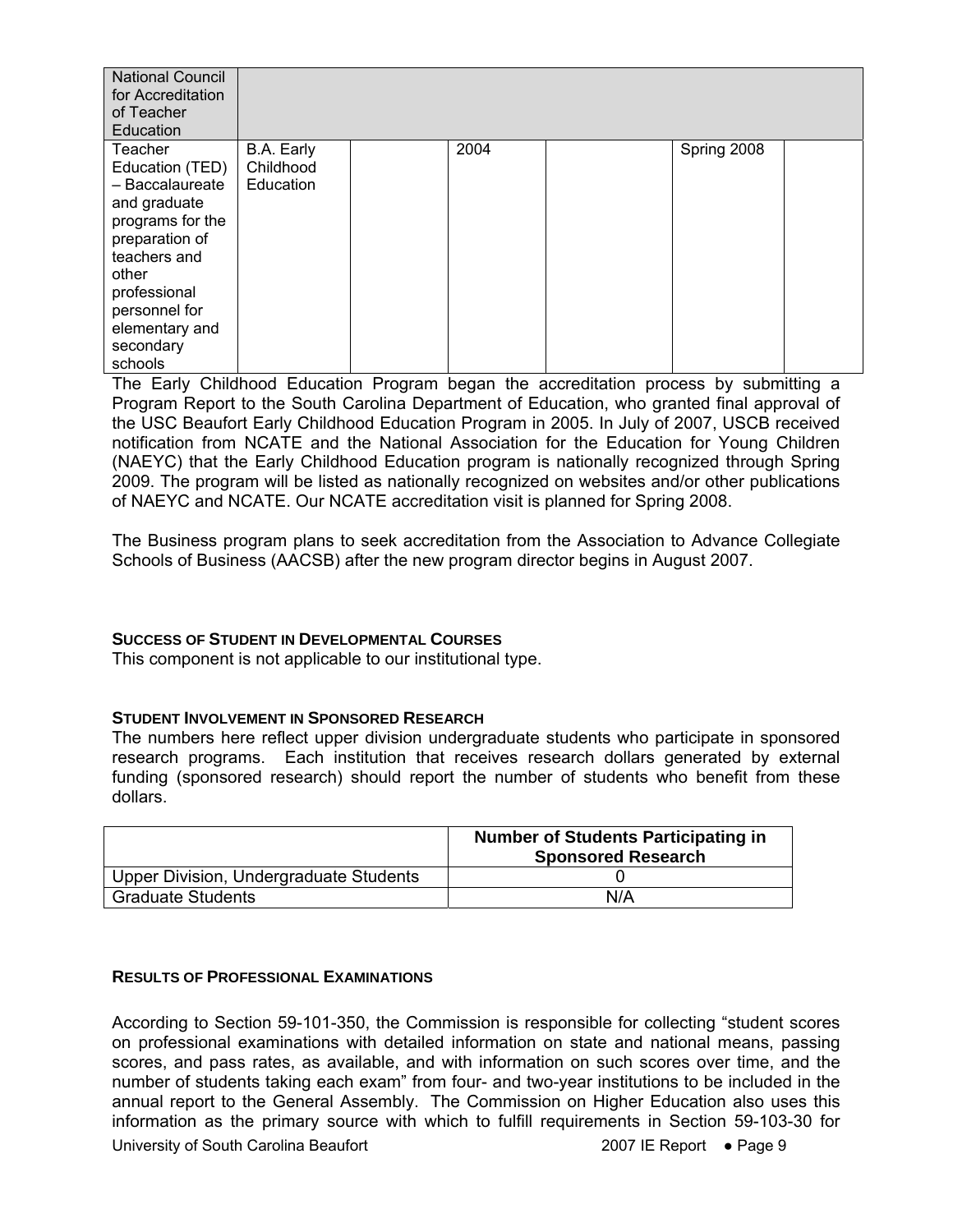| National Council for Accreditation of Teacher Education | | | | | | |
|---|---|---|---|---|---|---|
| Teacher Education (TED) – Baccalaureate and graduate programs for the preparation of teachers and other professional personnel for elementary and secondary schools | B.A. Early Childhood Education | | 2004 | | Spring 2008 | |

The Early Childhood Education Program began the accreditation process by submitting a Program Report to the South Carolina Department of Education, who granted final approval of the USC Beaufort Early Childhood Education Program in 2005. In July of 2007, USCB received notification from NCATE and the National Association for the Education for Young Children (NAEYC) that the Early Childhood Education program is nationally recognized through Spring 2009. The program will be listed as nationally recognized on websites and/or other publications of NAEYC and NCATE. Our NCATE accreditation visit is planned for Spring 2008.

The Business program plans to seek accreditation from the Association to Advance Collegiate Schools of Business (AACSB) after the new program director begins in August 2007.

#### SUCCESS OF STUDENT IN DEVELOPMENTAL COURSES

This component is not applicable to our institutional type.

#### STUDENT INVOLVEMENT IN SPONSORED RESEARCH

The numbers here reflect upper division undergraduate students who participate in sponsored research programs. Each institution that receives research dollars generated by external funding (sponsored research) should report the number of students who benefit from these dollars.

| | **Number of Students Participating in Sponsored Research** |
|---|---|
| Upper Division, Undergraduate Students | 0 |
| Graduate Students | N/A |

#### RESULTS OF PROFESSIONAL EXAMINATIONS

According to Section 59-101-350, the Commission is responsible for collecting "student scores on professional examinations with detailed information on state and national means, passing scores, and pass rates, as available, and with information on such scores over time, and the number of students taking each exam" from four- and two-year institutions to be included in the annual report to the General Assembly. The Commission on Higher Education also uses this information as the primary source with which to fulfill requirements in Section 59-103-30 for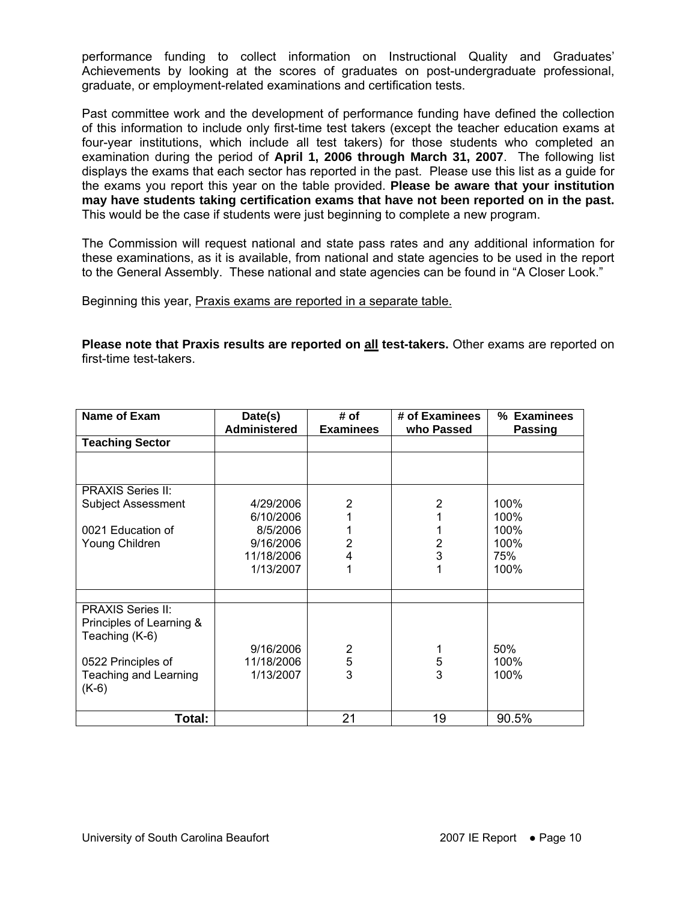performance funding to collect information on Instructional Quality and Graduates' Achievements by looking at the scores of graduates on post-undergraduate professional, graduate, or employment-related examinations and certification tests.

Past committee work and the development of performance funding have defined the collection of this information to include only first-time test takers (except the teacher education exams at four-year institutions, which include all test takers) for those students who completed an examination during the period of **April 1, 2006 through March 31, 2007**. The following list displays the exams that each sector has reported in the past. Please use this list as a guide for the exams you report this year on the table provided. **Please be aware that your institution may have students taking certification exams that have not been reported on in the past.** This would be the case if students were just beginning to complete a new program.

The Commission will request national and state pass rates and any additional information for these examinations, as it is available, from national and state agencies to be used in the report to the General Assembly. These national and state agencies can be found in "A Closer Look."

Beginning this year, Praxis exams are reported in a separate table.

**Please note that Praxis results are reported on all test-takers.** Other exams are reported on first-time test-takers.

| Name of Exam | Date(s) Administered | # of Examinees | # of Examinees who Passed | % Examinees Passing |
|---|---|---|---|---|
| **Teaching Sector** | | | | |
| | | | | |
| PRAXIS Series II: Subject Assessment<br><br>0021 Education of Young Children | 4/29/2006<br>6/10/2006<br>8/5/2006<br>9/16/2006<br>11/18/2006<br>1/13/2007 | 2<br>1<br>1<br>2<br>4<br>1 | 2<br>1<br>1<br>2<br>3<br>1 | 100%<br>100%<br>100%<br>100%<br>75%<br>100% |
| | | | | |
| PRAXIS Series II: Principles of Learning & Teaching (K-6)<br><br>0522 Principles of Teaching and Learning (K-6) | 9/16/2006<br>11/18/2006<br>1/13/2007 | 2<br>5<br>3 | 1<br>5<br>3 | 50%<br>100%<br>100% |
| **Total:** | | 21 | 19 | 90.5% |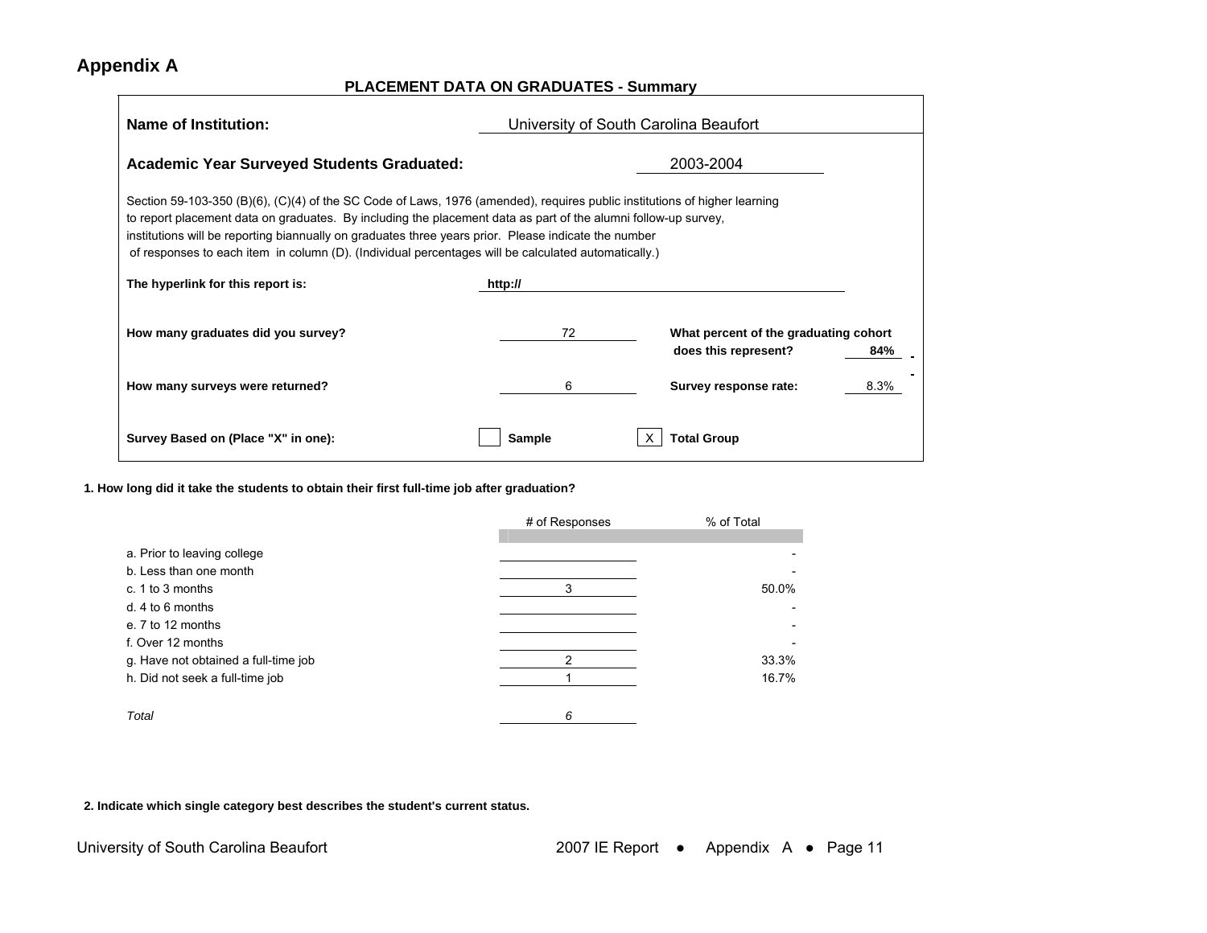## Appendix A

### PLACEMENT DATA ON GRADUATES - Summary

**Name of Institution:** University of South Carolina Beaufort

**Academic Year Surveyed Students Graduated:** 2003-2004

Section 59-103-350 (B)(6), (C)(4) of the SC Code of Laws, 1976 (amended), requires public institutions of higher learning to report placement data on graduates. By including the placement data as part of the alumni follow-up survey, institutions will be reporting biannually on graduates three years prior. Please indicate the number of responses to each item in column (D). (Individual percentages will be calculated automatically.)

**The hyperlink for this report is:** **http://**

**How many graduates did you survey?** 72 — **What percent of the graduating cohort does this represent?** **84%**

**How many surveys were returned?** 6 — **Survey response rate:** 8.3%

**Survey Based on (Place "X" in one):** [ ] **Sample** [X] **Total Group**

**1. How long did it take the students to obtain their first full-time job after graduation?**

| | # of Responses | % of Total |
|---|---|---|
| a. Prior to leaving college | | - |
| b. Less than one month | | - |
| c. 1 to 3 months | 3 | 50.0% |
| d. 4 to 6 months | | - |
| e. 7 to 12 months | | - |
| f. Over 12 months | | - |
| g. Have not obtained a full-time job | 2 | 33.3% |
| h. Did not seek a full-time job | 1 | 16.7% |
| *Total* | *6* | |

**2. Indicate which single category best describes the student's current status.**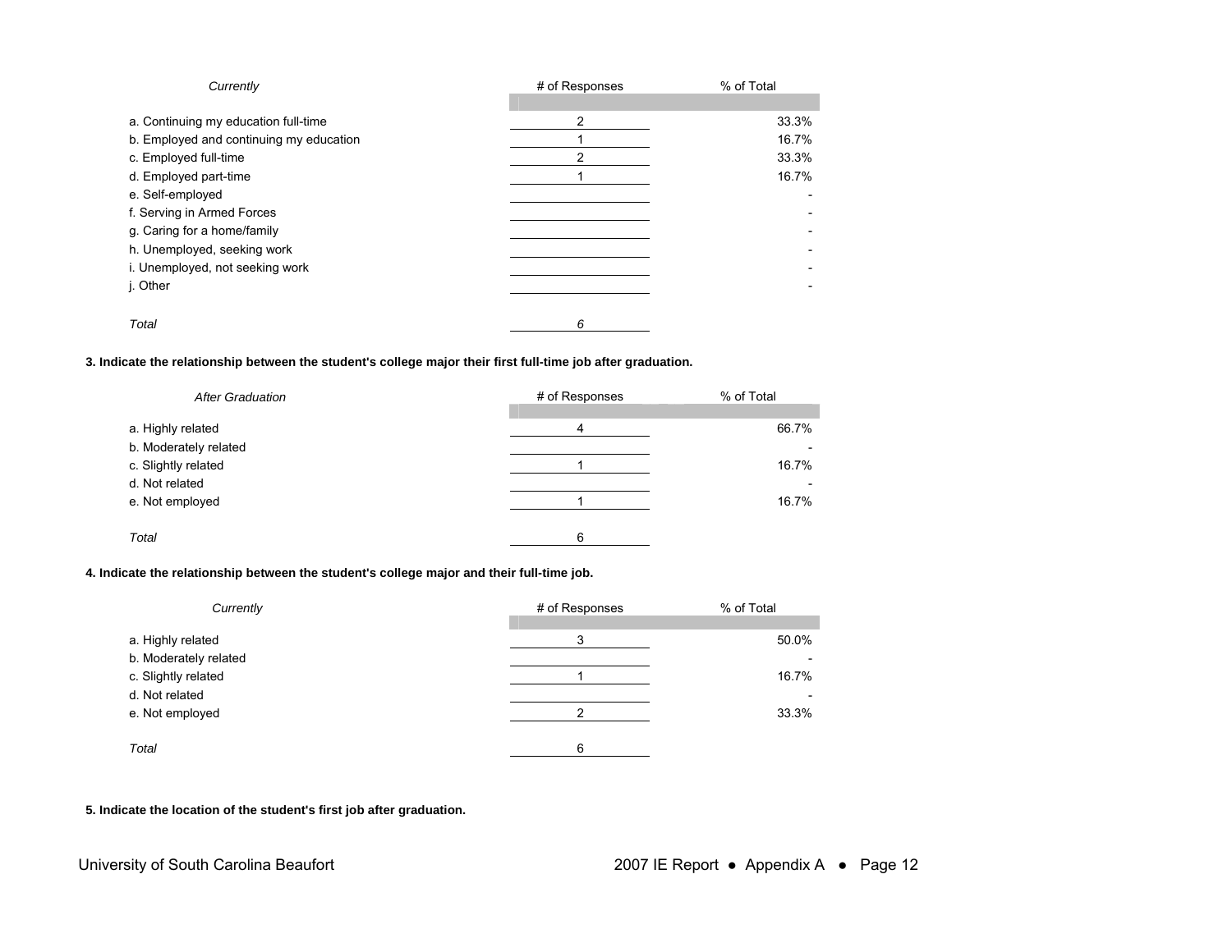| *Currently* | # of Responses | % of Total |
|---|---|---|
| a. Continuing my education full-time | 2 | 33.3% |
| b. Employed and continuing my education | 1 | 16.7% |
| c. Employed full-time | 2 | 33.3% |
| d. Employed part-time | 1 | 16.7% |
| e. Self-employed | | - |
| f. Serving in Armed Forces | | - |
| g. Caring for a home/family | | - |
| h. Unemployed, seeking work | | - |
| i. Unemployed, not seeking work | | - |
| j. Other | | - |
| *Total* | *6* | |

**3. Indicate the relationship between the student's college major their first full-time job after graduation.**

| *After Graduation* | # of Responses | % of Total |
|---|---|---|
| a. Highly related | 4 | 66.7% |
| b. Moderately related | | - |
| c. Slightly related | 1 | 16.7% |
| d. Not related | | - |
| e. Not employed | 1 | 16.7% |
| *Total* | 6 | |

**4. Indicate the relationship between the student's college major and their full-time job.**

| *Currently* | # of Responses | % of Total |
|---|---|---|
| a. Highly related | 3 | 50.0% |
| b. Moderately related | | - |
| c. Slightly related | 1 | 16.7% |
| d. Not related | | - |
| e. Not employed | 2 | 33.3% |
| *Total* | 6 | |

**5. Indicate the location of the student's first job after graduation.**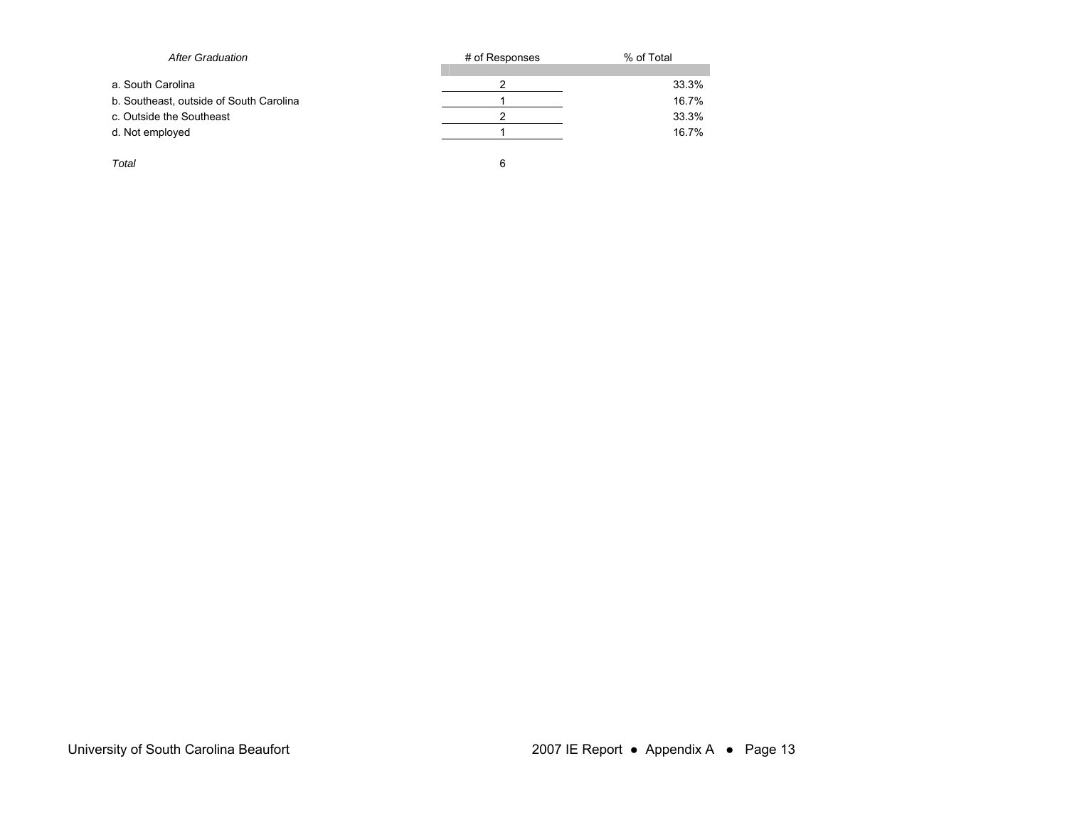| *After Graduation* | # of Responses | % of Total |
|---|---|---|
| a. South Carolina | 2 | 33.3% |
| b. Southeast, outside of South Carolina | 1 | 16.7% |
| c. Outside the Southeast | 2 | 33.3% |
| d. Not employed | 1 | 16.7% |
| *Total* | 6 | |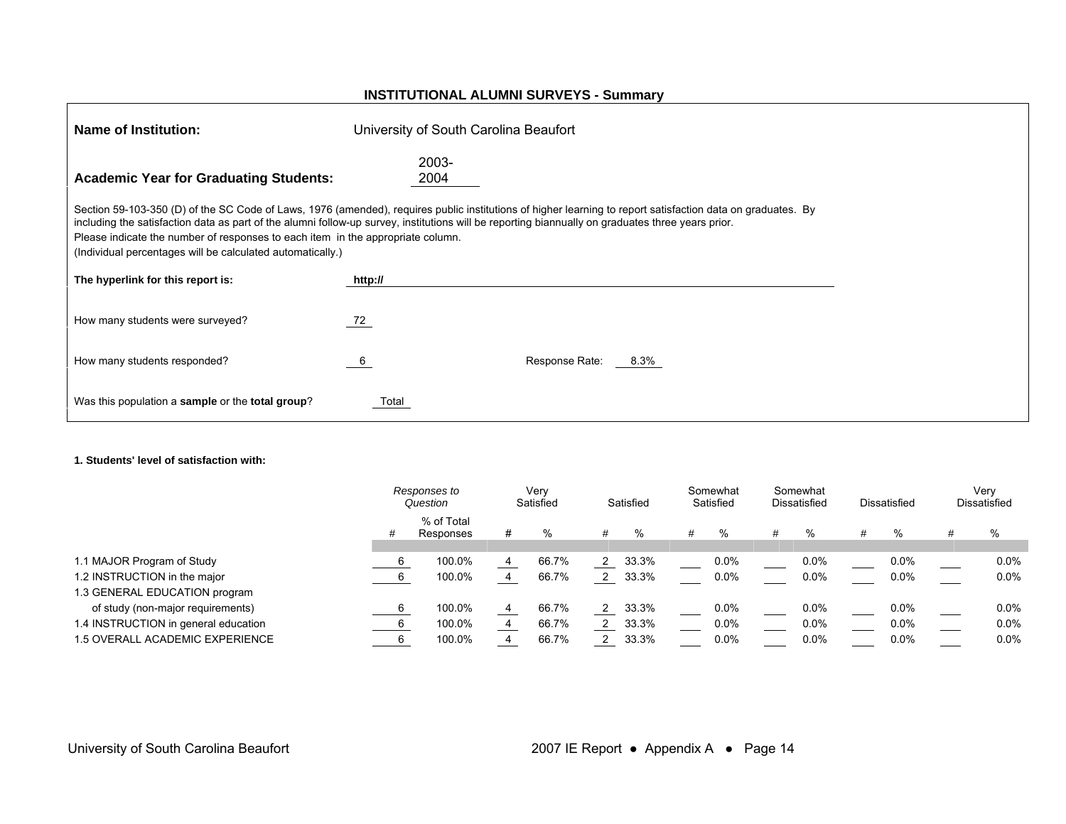## INSTITUTIONAL ALUMNI SURVEYS - Summary

**Name of Institution:** University of South Carolina Beaufort

**Academic Year for Graduating Students:** 2003-2004

Section 59-103-350 (D) of the SC Code of Laws, 1976 (amended), requires public institutions of higher learning to report satisfaction data on graduates. By including the satisfaction data as part of the alumni follow-up survey, institutions will be reporting biannually on graduates three years prior.

Please indicate the number of responses to each item in the appropriate column.

(Individual percentages will be calculated automatically.)

**The hyperlink for this report is:** **http://**

How many students were surveyed? 72

How many students responded? 6 Response Rate: 8.3%

Was this population a **sample** or the **total group**? Total

**1. Students' level of satisfaction with:**

| | *Responses to Question* | | Very Satisfied | | Satisfied | | Somewhat Satisfied | | Somewhat Dissatisfied | | Dissatisfied | | Very Dissatisfied | |
|---|---|---|---|---|---|---|---|---|---|---|---|---|---|---|
| | # | % of Total Responses | # | % | # | % | # | % | # | % | # | % | # | % |
| 1.1 MAJOR Program of Study | 6 | 100.0% | 4 | 66.7% | 2 | 33.3% | | 0.0% | | 0.0% | | 0.0% | | 0.0% |
| 1.2 INSTRUCTION in the major | 6 | 100.0% | 4 | 66.7% | 2 | 33.3% | | 0.0% | | 0.0% | | 0.0% | | 0.0% |
| 1.3 GENERAL EDUCATION program of study (non-major requirements) | 6 | 100.0% | 4 | 66.7% | 2 | 33.3% | | 0.0% | | 0.0% | | 0.0% | | 0.0% |
| 1.4 INSTRUCTION in general education | 6 | 100.0% | 4 | 66.7% | 2 | 33.3% | | 0.0% | | 0.0% | | 0.0% | | 0.0% |
| 1.5 OVERALL ACADEMIC EXPERIENCE | 6 | 100.0% | 4 | 66.7% | 2 | 33.3% | | 0.0% | | 0.0% | | 0.0% | | 0.0% |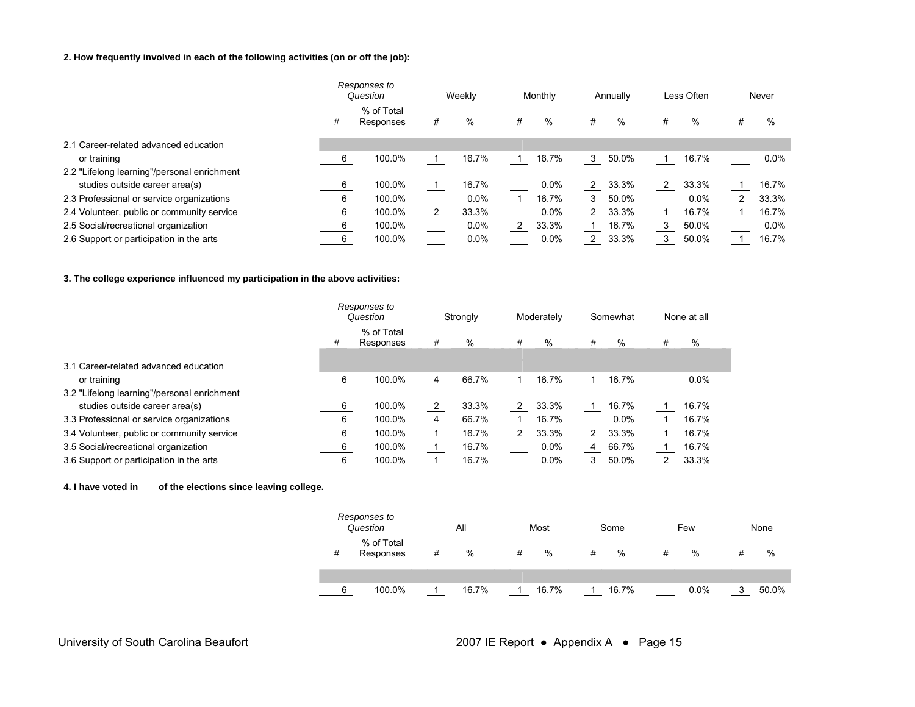**2. How frequently involved in each of the following activities (on or off the job):**

| | *Responses to Question* | | Weekly | | Monthly | | Annually | | Less Often | | Never | |
|---|---|---|---|---|---|---|---|---|---|---|---|---|
| | # | % of Total Responses | # | % | # | % | # | % | # | % | # | % |
| 2.1 Career-related advanced education or training | 6 | 100.0% | 1 | 16.7% | 1 | 16.7% | 3 | 50.0% | 1 | 16.7% | | 0.0% |
| 2.2 "Lifelong learning"/personal enrichment studies outside career area(s) | 6 | 100.0% | 1 | 16.7% | | 0.0% | 2 | 33.3% | 2 | 33.3% | 1 | 16.7% |
| 2.3 Professional or service organizations | 6 | 100.0% | | 0.0% | 1 | 16.7% | 3 | 50.0% | | 0.0% | 2 | 33.3% |
| 2.4 Volunteer, public or community service | 6 | 100.0% | 2 | 33.3% | | 0.0% | 2 | 33.3% | 1 | 16.7% | 1 | 16.7% |
| 2.5 Social/recreational organization | 6 | 100.0% | | 0.0% | 2 | 33.3% | 1 | 16.7% | 3 | 50.0% | | 0.0% |
| 2.6 Support or participation in the arts | 6 | 100.0% | | 0.0% | | 0.0% | 2 | 33.3% | 3 | 50.0% | 1 | 16.7% |

**3. The college experience influenced my participation in the above activities:**

| | *Responses to Question* | | Strongly | | Moderately | | Somewhat | | None at all | |
|---|---|---|---|---|---|---|---|---|---|---|
| | # | % of Total Responses | # | % | # | % | # | % | # | % |
| 3.1 Career-related advanced education or training | 6 | 100.0% | 4 | 66.7% | 1 | 16.7% | 1 | 16.7% | | 0.0% |
| 3.2 "Lifelong learning"/personal enrichment studies outside career area(s) | 6 | 100.0% | 2 | 33.3% | 2 | 33.3% | 1 | 16.7% | 1 | 16.7% |
| 3.3 Professional or service organizations | 6 | 100.0% | 4 | 66.7% | 1 | 16.7% | | 0.0% | 1 | 16.7% |
| 3.4 Volunteer, public or community service | 6 | 100.0% | 1 | 16.7% | 2 | 33.3% | 2 | 33.3% | 1 | 16.7% |
| 3.5 Social/recreational organization | 6 | 100.0% | 1 | 16.7% | | 0.0% | 4 | 66.7% | 1 | 16.7% |
| 3.6 Support or participation in the arts | 6 | 100.0% | 1 | 16.7% | | 0.0% | 3 | 50.0% | 2 | 33.3% |

**4. I have voted in ___ of the elections since leaving college.**

| *Responses to Question* | | All | | Most | | Some | | Few | | None | |
|---|---|---|---|---|---|---|---|---|---|---|---|
| # | % of Total Responses | # | % | # | % | # | % | # | % | # | % |
| 6 | 100.0% | 1 | 16.7% | 1 | 16.7% | 1 | 16.7% | | 0.0% | 3 | 50.0% |